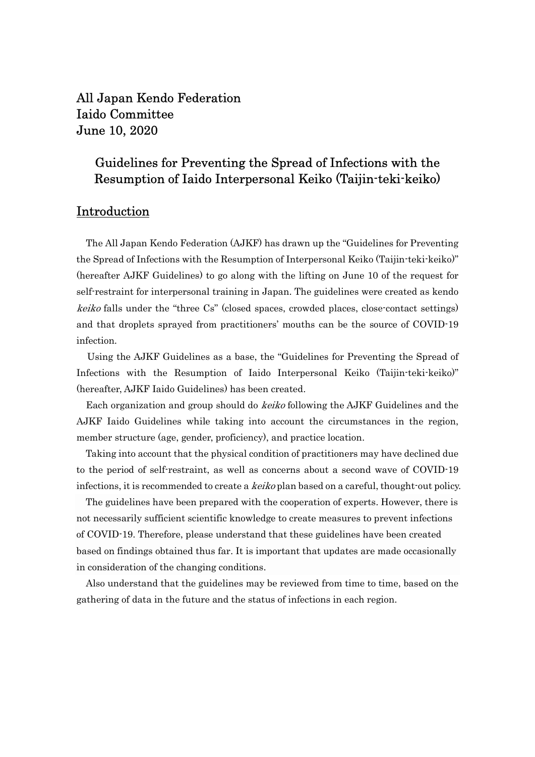All Japan Kendo Federation
Iaido Committee
June 10, 2020

# Guidelines for Preventing the Spread of Infections with the Resumption of Iaido Interpersonal Keiko (Taijin-teki-keiko)

## Introduction

The All Japan Kendo Federation (AJKF) has drawn up the "Guidelines for Preventing the Spread of Infections with the Resumption of Interpersonal Keiko (Taijin-teki-keiko)" (hereafter AJKF Guidelines) to go along with the lifting on June 10 of the request for self-restraint for interpersonal training in Japan. The guidelines were created as kendo *keiko* falls under the "three Cs" (closed spaces, crowded places, close-contact settings) and that droplets sprayed from practitioners' mouths can be the source of COVID-19 infection.

Using the AJKF Guidelines as a base, the "Guidelines for Preventing the Spread of Infections with the Resumption of Iaido Interpersonal Keiko (Taijin-teki-keiko)" (hereafter, AJKF Iaido Guidelines) has been created.

Each organization and group should do *keiko* following the AJKF Guidelines and the AJKF Iaido Guidelines while taking into account the circumstances in the region, member structure (age, gender, proficiency), and practice location.

Taking into account that the physical condition of practitioners may have declined due to the period of self-restraint, as well as concerns about a second wave of COVID-19 infections, it is recommended to create a *keiko* plan based on a careful, thought-out policy.

The guidelines have been prepared with the cooperation of experts. However, there is not necessarily sufficient scientific knowledge to create measures to prevent infections of COVID-19. Therefore, please understand that these guidelines have been created based on findings obtained thus far. It is important that updates are made occasionally in consideration of the changing conditions.

Also understand that the guidelines may be reviewed from time to time, based on the gathering of data in the future and the status of infections in each region.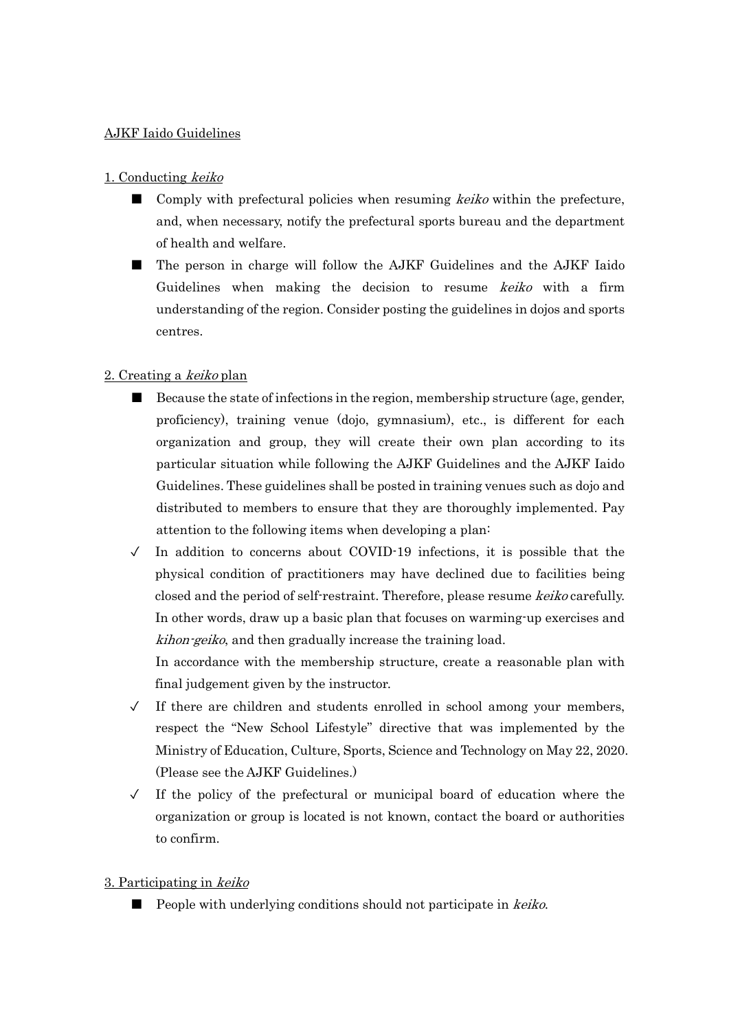AJKF Iaido Guidelines

1. Conducting *keiko*

- ■ Comply with prefectural policies when resuming *keiko* within the prefecture, and, when necessary, notify the prefectural sports bureau and the department of health and welfare.
- ■ The person in charge will follow the AJKF Guidelines and the AJKF Iaido Guidelines when making the decision to resume *keiko* with a firm understanding of the region. Consider posting the guidelines in dojos and sports centres.

2. Creating a *keiko* plan

- ■ Because the state of infections in the region, membership structure (age, gender, proficiency), training venue (dojo, gymnasium), etc., is different for each organization and group, they will create their own plan according to its particular situation while following the AJKF Guidelines and the AJKF Iaido Guidelines. These guidelines shall be posted in training venues such as dojo and distributed to members to ensure that they are thoroughly implemented. Pay attention to the following items when developing a plan:
- ✓ In addition to concerns about COVID-19 infections, it is possible that the physical condition of practitioners may have declined due to facilities being closed and the period of self-restraint. Therefore, please resume *keiko* carefully. In other words, draw up a basic plan that focuses on warming-up exercises and *kihon-geiko*, and then gradually increase the training load.

  In accordance with the membership structure, create a reasonable plan with final judgement given by the instructor.
- ✓ If there are children and students enrolled in school among your members, respect the "New School Lifestyle" directive that was implemented by the Ministry of Education, Culture, Sports, Science and Technology on May 22, 2020. (Please see the AJKF Guidelines.)
- ✓ If the policy of the prefectural or municipal board of education where the organization or group is located is not known, contact the board or authorities to confirm.

3. Participating in *keiko*

- ■ People with underlying conditions should not participate in *keiko*.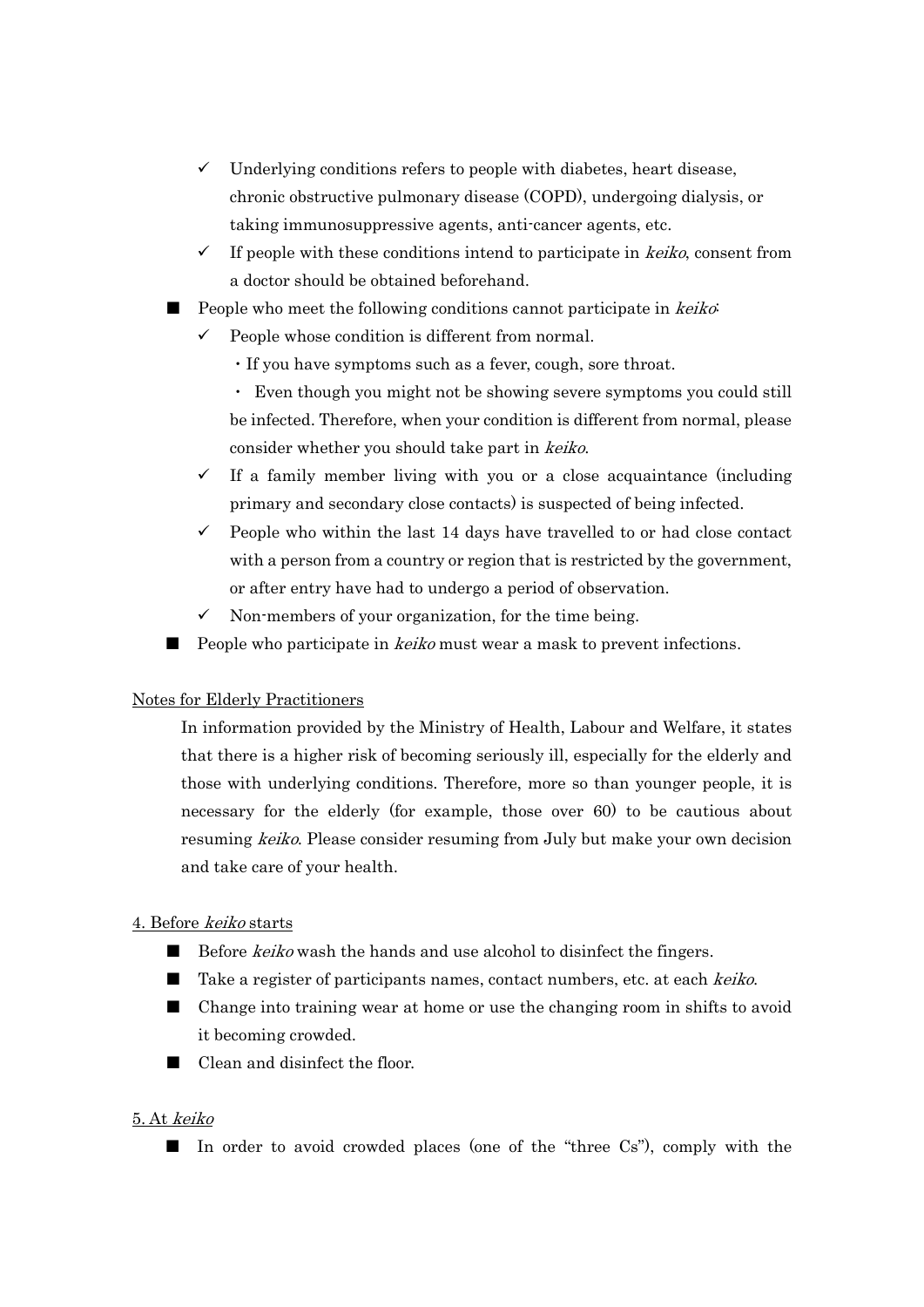- ✓ Underlying conditions refers to people with diabetes, heart disease, chronic obstructive pulmonary disease (COPD), undergoing dialysis, or taking immunosuppressive agents, anti-cancer agents, etc.
  - ✓ If people with these conditions intend to participate in *keiko*, consent from a doctor should be obtained beforehand.

- ■ People who meet the following conditions cannot participate in *keiko*:
  - ✓ People whose condition is different from normal.
    - ・If you have symptoms such as a fever, cough, sore throat.
    - ・ Even though you might not be showing severe symptoms you could still be infected. Therefore, when your condition is different from normal, please consider whether you should take part in *keiko*.
  - ✓ If a family member living with you or a close acquaintance (including primary and secondary close contacts) is suspected of being infected.
  - ✓ People who within the last 14 days have travelled to or had close contact with a person from a country or region that is restricted by the government, or after entry have had to undergo a period of observation.
  - ✓ Non-members of your organization, for the time being.
- ■ People who participate in *keiko* must wear a mask to prevent infections.

<u>Notes for Elderly Practitioners</u>

In information provided by the Ministry of Health, Labour and Welfare, it states that there is a higher risk of becoming seriously ill, especially for the elderly and those with underlying conditions. Therefore, more so than younger people, it is necessary for the elderly (for example, those over 60) to be cautious about resuming *keiko*. Please consider resuming from July but make your own decision and take care of your health.

## 4. Before *keiko* starts

- ■ Before *keiko* wash the hands and use alcohol to disinfect the fingers.
- ■ Take a register of participants names, contact numbers, etc. at each *keiko*.
- ■ Change into training wear at home or use the changing room in shifts to avoid it becoming crowded.
- ■ Clean and disinfect the floor.

## 5. At *keiko*

- ■ In order to avoid crowded places (one of the "three Cs"), comply with the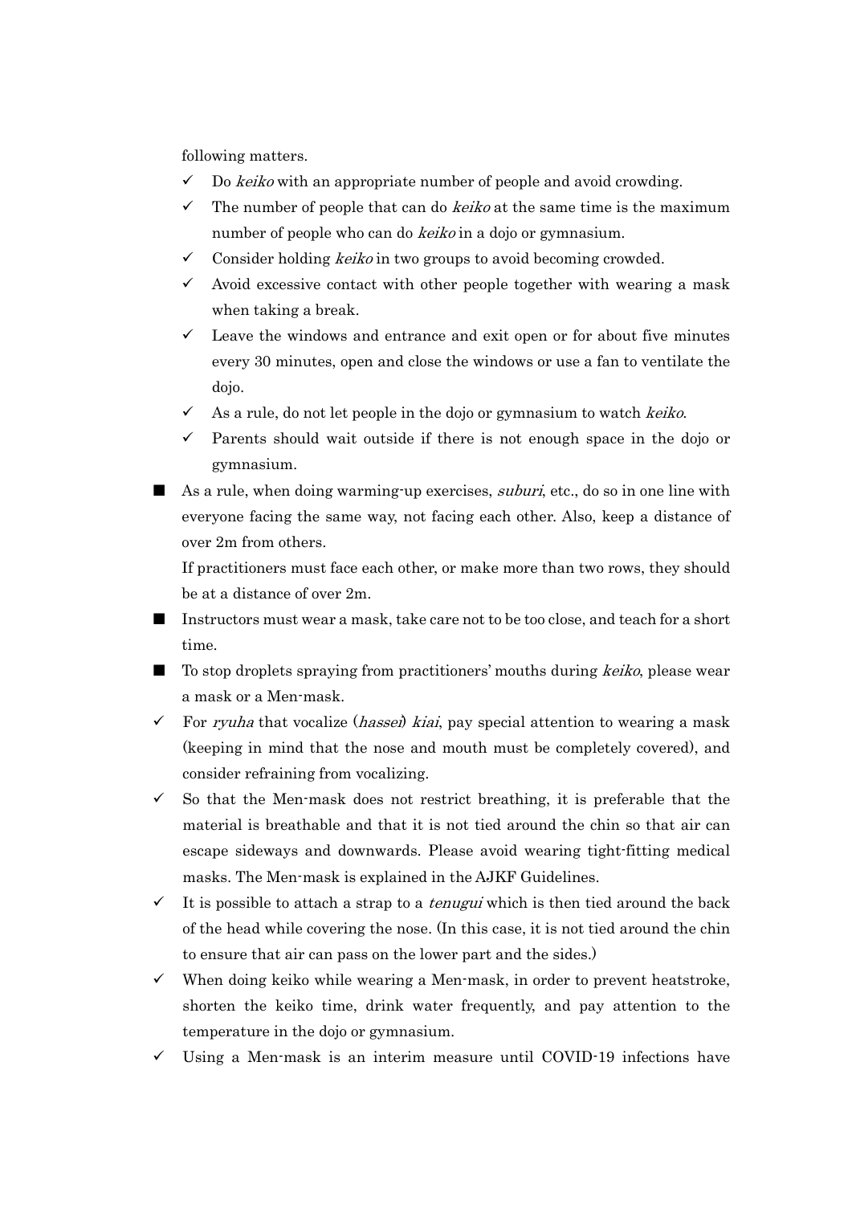following matters.

- ✓ Do *keiko* with an appropriate number of people and avoid crowding.
- ✓ The number of people that can do *keiko* at the same time is the maximum number of people who can do *keiko* in a dojo or gymnasium.
- ✓ Consider holding *keiko* in two groups to avoid becoming crowded.
- ✓ Avoid excessive contact with other people together with wearing a mask when taking a break.
- ✓ Leave the windows and entrance and exit open or for about five minutes every 30 minutes, open and close the windows or use a fan to ventilate the dojo.
- ✓ As a rule, do not let people in the dojo or gymnasium to watch *keiko*.
- ✓ Parents should wait outside if there is not enough space in the dojo or gymnasium.

■ As a rule, when doing warming-up exercises, *suburi*, etc., do so in one line with everyone facing the same way, not facing each other. Also, keep a distance of over 2m from others.

If practitioners must face each other, or make more than two rows, they should be at a distance of over 2m.

■ Instructors must wear a mask, take care not to be too close, and teach for a short time.

■ To stop droplets spraying from practitioners' mouths during *keiko*, please wear a mask or a Men-mask.

- ✓ For *ryuha* that vocalize (*hassei*) *kiai*, pay special attention to wearing a mask (keeping in mind that the nose and mouth must be completely covered), and consider refraining from vocalizing.
- ✓ So that the Men-mask does not restrict breathing, it is preferable that the material is breathable and that it is not tied around the chin so that air can escape sideways and downwards. Please avoid wearing tight-fitting medical masks. The Men-mask is explained in the AJKF Guidelines.
- ✓ It is possible to attach a strap to a *tenugui* which is then tied around the back of the head while covering the nose. (In this case, it is not tied around the chin to ensure that air can pass on the lower part and the sides.)
- ✓ When doing keiko while wearing a Men-mask, in order to prevent heatstroke, shorten the keiko time, drink water frequently, and pay attention to the temperature in the dojo or gymnasium.
- ✓ Using a Men-mask is an interim measure until COVID-19 infections have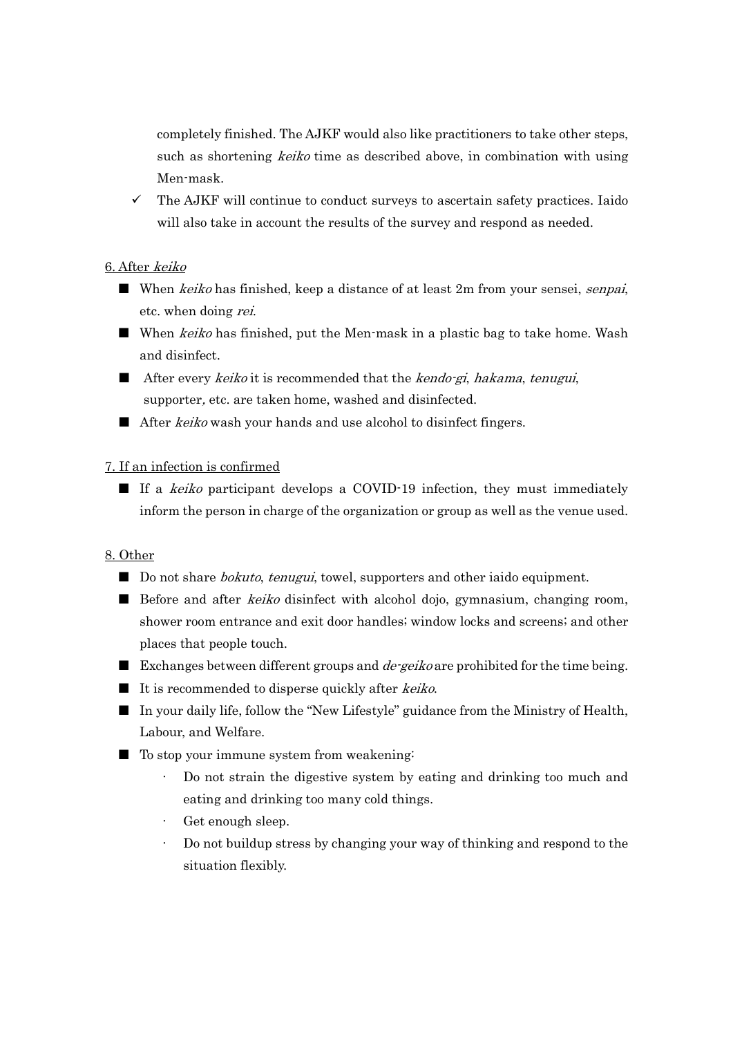completely finished. The AJKF would also like practitioners to take other steps, such as shortening *keiko* time as described above, in combination with using Men-mask.

- ✓ The AJKF will continue to conduct surveys to ascertain safety practices. Iaido will also take in account the results of the survey and respond as needed.

6. After *keiko*

- ■ When *keiko* has finished, keep a distance of at least 2m from your sensei, *senpai*, etc. when doing *rei*.
- ■ When *keiko* has finished, put the Men-mask in a plastic bag to take home. Wash and disinfect.
- ■ After every *keiko* it is recommended that the *kendo-gi*, *hakama*, *tenugui*, supporter, etc. are taken home, washed and disinfected.
- ■ After *keiko* wash your hands and use alcohol to disinfect fingers.

7. If an infection is confirmed

- ■ If a *keiko* participant develops a COVID-19 infection, they must immediately inform the person in charge of the organization or group as well as the venue used.

8. Other

- ■ Do not share *bokuto*, *tenugui*, towel, supporters and other iaido equipment.
- ■ Before and after *keiko* disinfect with alcohol dojo, gymnasium, changing room, shower room entrance and exit door handles; window locks and screens; and other places that people touch.
- ■ Exchanges between different groups and *de-geiko* are prohibited for the time being.
- ■ It is recommended to disperse quickly after *keiko*.
- ■ In your daily life, follow the "New Lifestyle" guidance from the Ministry of Health, Labour, and Welfare.
- ■ To stop your immune system from weakening:
  - · Do not strain the digestive system by eating and drinking too much and eating and drinking too many cold things.
  - · Get enough sleep.
  - · Do not buildup stress by changing your way of thinking and respond to the situation flexibly.